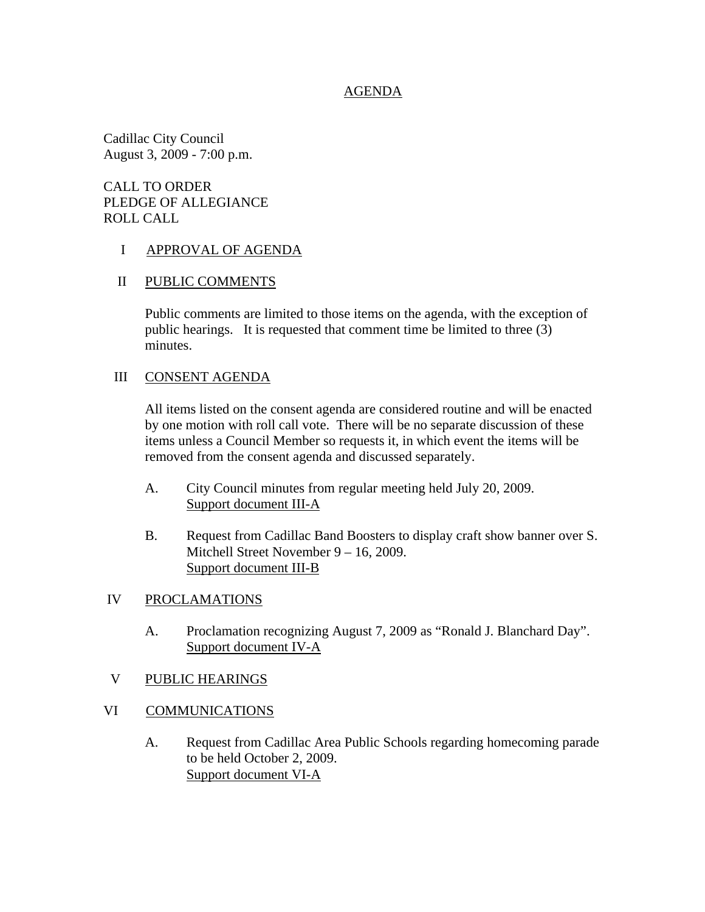# AGENDA

Cadillac City Council
August 3, 2009 - 7:00 p.m.

CALL TO ORDER
PLEDGE OF ALLEGIANCE
ROLL CALL

## I APPROVAL OF AGENDA

## II PUBLIC COMMENTS

Public comments are limited to those items on the agenda, with the exception of public hearings. It is requested that comment time be limited to three (3) minutes.

## III CONSENT AGENDA

All items listed on the consent agenda are considered routine and will be enacted by one motion with roll call vote. There will be no separate discussion of these items unless a Council Member so requests it, in which event the items will be removed from the consent agenda and discussed separately.

A. City Council minutes from regular meeting held July 20, 2009.
Support document III-A

B. Request from Cadillac Band Boosters to display craft show banner over S. Mitchell Street November 9 – 16, 2009.
Support document III-B

## IV PROCLAMATIONS

A. Proclamation recognizing August 7, 2009 as "Ronald J. Blanchard Day".
Support document IV-A

## V PUBLIC HEARINGS

## VI COMMUNICATIONS

A. Request from Cadillac Area Public Schools regarding homecoming parade to be held October 2, 2009.
Support document VI-A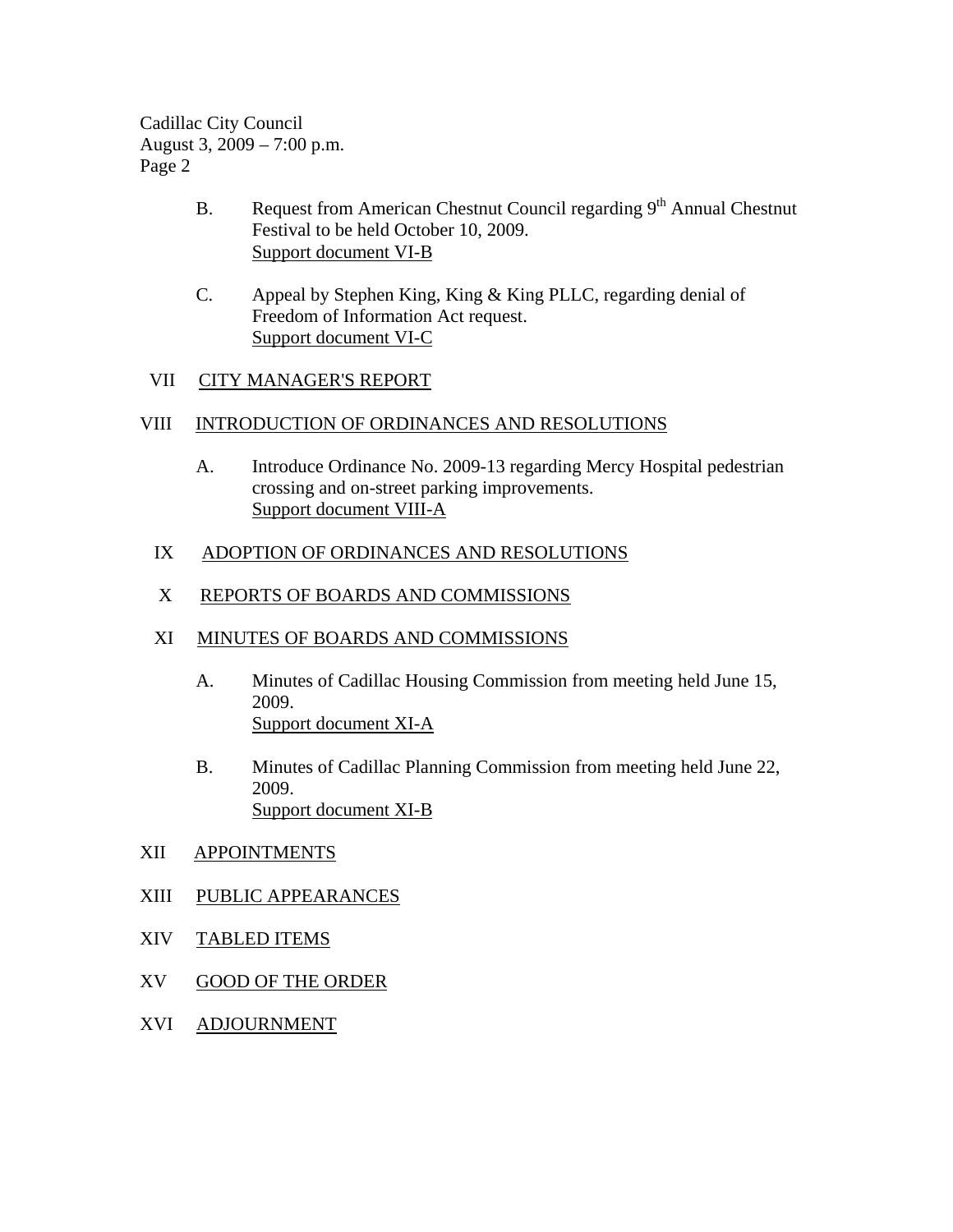B. Request from American Chestnut Council regarding 9th Annual Chestnut Festival to be held October 10, 2009.
Support document VI-B

C. Appeal by Stephen King, King & King PLLC, regarding denial of Freedom of Information Act request.
Support document VI-C

VII CITY MANAGER'S REPORT

VIII INTRODUCTION OF ORDINANCES AND RESOLUTIONS

A. Introduce Ordinance No. 2009-13 regarding Mercy Hospital pedestrian crossing and on-street parking improvements.
Support document VIII-A

IX ADOPTION OF ORDINANCES AND RESOLUTIONS

X REPORTS OF BOARDS AND COMMISSIONS

XI MINUTES OF BOARDS AND COMMISSIONS

A. Minutes of Cadillac Housing Commission from meeting held June 15, 2009.
Support document XI-A

B. Minutes of Cadillac Planning Commission from meeting held June 22, 2009.
Support document XI-B

XII APPOINTMENTS

XIII PUBLIC APPEARANCES

XIV TABLED ITEMS

XV GOOD OF THE ORDER

XVI ADJOURNMENT